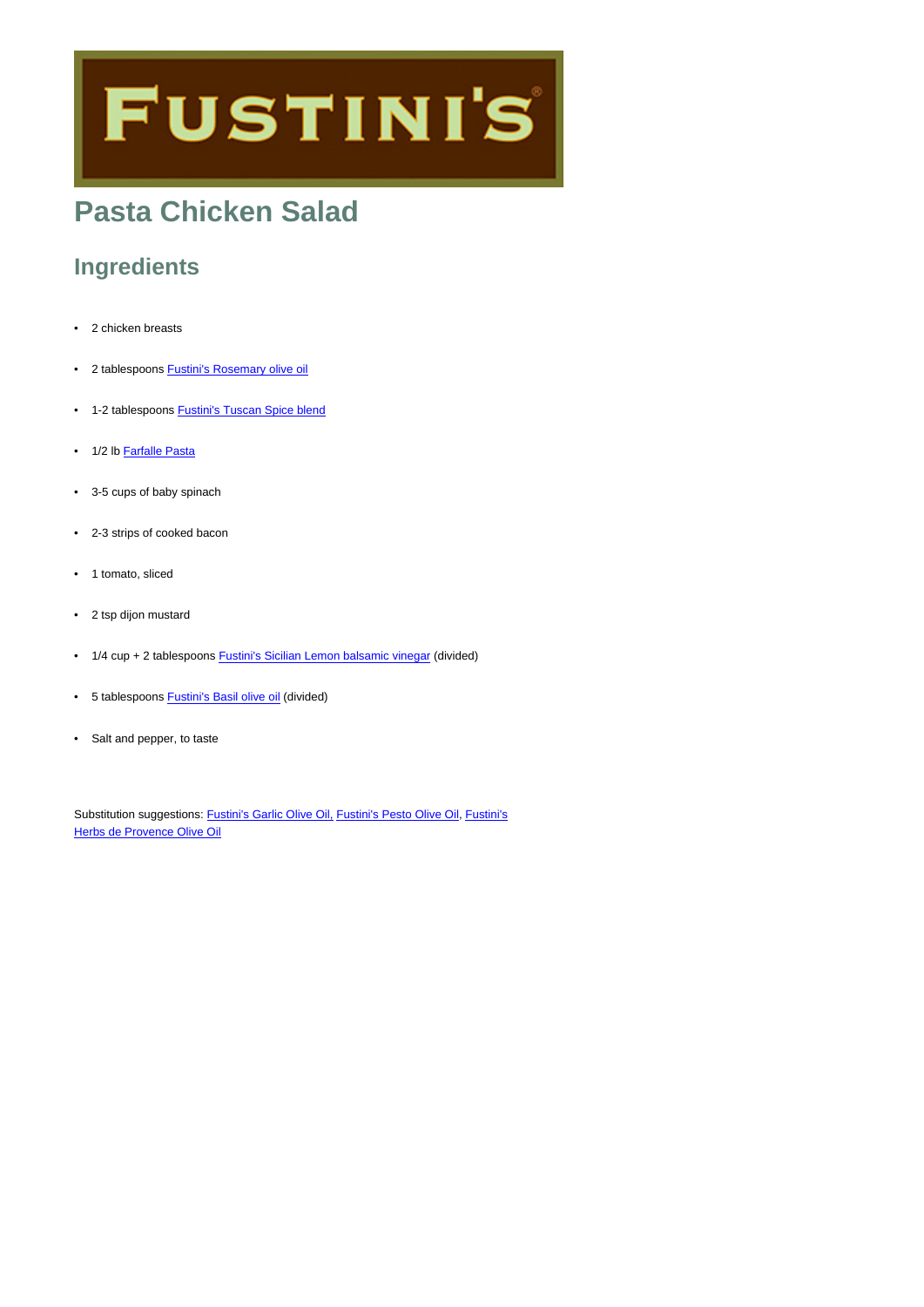# FUSTINI'S

# Pasta Chicken Salad

## Ingredients

- 2 chicken breasts
- 2 tablespoons Fustini's Rosemary olive oil
- 1-2 tablespoons Fustini's Tuscan Spice blend
- 1/2 lb Farfalle Pasta
- 3-5 cups of baby spinach
- 2-3 strips of cooked bacon
- 1 tomato, sliced
- 2 tsp dijon mustard
- 1/4 cup + 2 tablespoons Fustini's Sicilian Lemon balsamic vinegar (divided)
- 5 tablespoons Fustini's Basil olive oil (divided)
- Salt and pepper, to taste

Substitution suggestions: Fustini's Garlic Olive Oil, Fustini's Pesto Olive Oil, Fustini's Herbs de Provence Olive Oil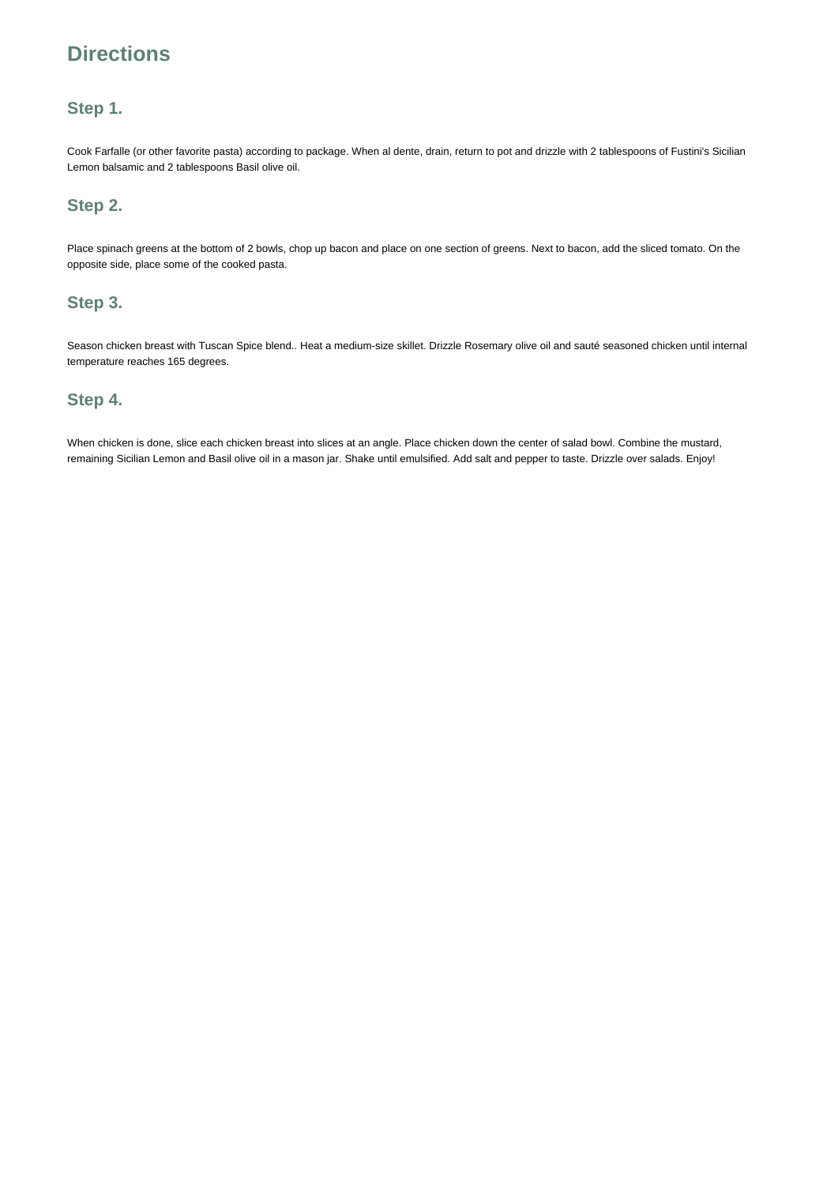# Directions

## Step 1.

Cook Farfalle (or other favorite pasta) according to package. When al dente, drain, return to pot and drizzle with 2 tablespoons of Fustini's Sicilian Lemon balsamic and 2 tablespoons Basil olive oil.

## Step 2.

Place spinach greens at the bottom of 2 bowls, chop up bacon and place on one section of greens. Next to bacon, add the sliced tomato. On the opposite side, place some of the cooked pasta.

## Step 3.

Season chicken breast with Tuscan Spice blend.. Heat a medium-size skillet. Drizzle Rosemary olive oil and sauté seasoned chicken until internal temperature reaches 165 degrees.

## Step 4.

When chicken is done, slice each chicken breast into slices at an angle. Place chicken down the center of salad bowl. Combine the mustard, remaining Sicilian Lemon and Basil olive oil in a mason jar. Shake until emulsified. Add salt and pepper to taste. Drizzle over salads. Enjoy!